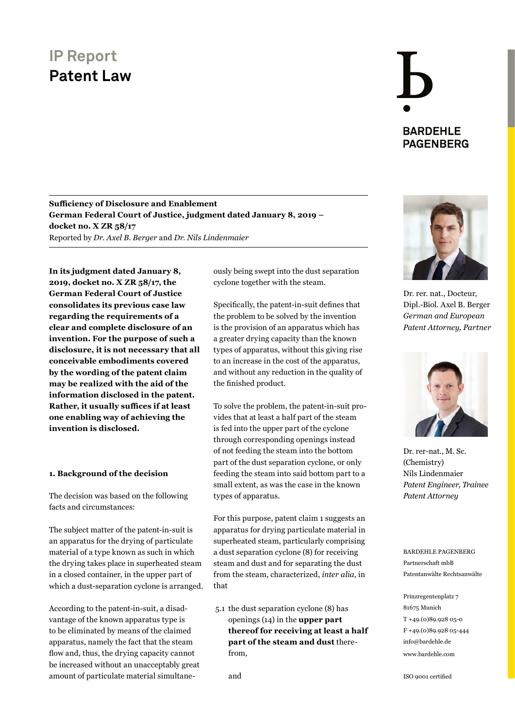# IP Report

## Patent Law

**Sufficiency of Disclosure and Enablement**
**German Federal Court of Justice, judgment dated January 8, 2019 – docket no. X ZR 58/17**
Reported by *Dr. Axel B. Berger* and *Dr. Nils Lindenmaier*

**In its judgment dated January 8, 2019, docket no. X ZR 58/17, the German Federal Court of Justice consolidates its previous case law regarding the requirements of a clear and complete disclosure of an invention. For the purpose of such a disclosure, it is not necessary that all conceivable embodiments covered by the wording of the patent claim may be realized with the aid of the information disclosed in the patent. Rather, it usually suffices if at least one enabling way of achieving the invention is disclosed.**

### 1. Background of the decision

The decision was based on the following facts and circumstances:

The subject matter of the patent-in-suit is an apparatus for the drying of particulate material of a type known as such in which the drying takes place in superheated steam in a closed container, in the upper part of which a dust-separation cyclone is arranged.

According to the patent-in-suit, a disadvantage of the known apparatus type is to be eliminated by means of the claimed apparatus, namely the fact that the steam flow and, thus, the drying capacity cannot be increased without an unacceptably great amount of particulate material simultaneously being swept into the dust separation cyclone together with the steam.

Specifically, the patent-in-suit defines that the problem to be solved by the invention is the provision of an apparatus which has a greater drying capacity than the known types of apparatus, without this giving rise to an increase in the cost of the apparatus, and without any reduction in the quality of the finished product.

To solve the problem, the patent-in-suit provides that at least a half part of the steam is fed into the upper part of the cyclone through corresponding openings instead of not feeding the steam into the bottom part of the dust separation cyclone, or only feeding the steam into said bottom part to a small extent, as was the case in the known types of apparatus.

For this purpose, patent claim 1 suggests an apparatus for drying particulate material in superheated steam, particularly comprising a dust separation cyclone (8) for receiving steam and dust and for separating the dust from the steam, characterized, *inter alia*, in that

5.1 the dust separation cyclone (8) has openings (14) in the **upper part thereof for receiving at least a half part of the steam and dust** therefrom,

and

Dr. rer. nat., Docteur, Dipl.-Biol. Axel B. Berger
*German and European Patent Attorney, Partner*

Dr. rer-nat., M. Sc. (Chemistry) Nils Lindenmaier
*Patent Engineer, Trainee Patent Attorney*

BARDEHLE PAGENBERG
Partnerschaft mbB
Patentanwälte Rechtsanwälte

Prinzregentenplatz 7
81675 Munich
T +49.(0)89.928 05-0
F +49.(0)89.928 05-444
info@bardehle.de
www.bardehle.com

ISO 9001 certified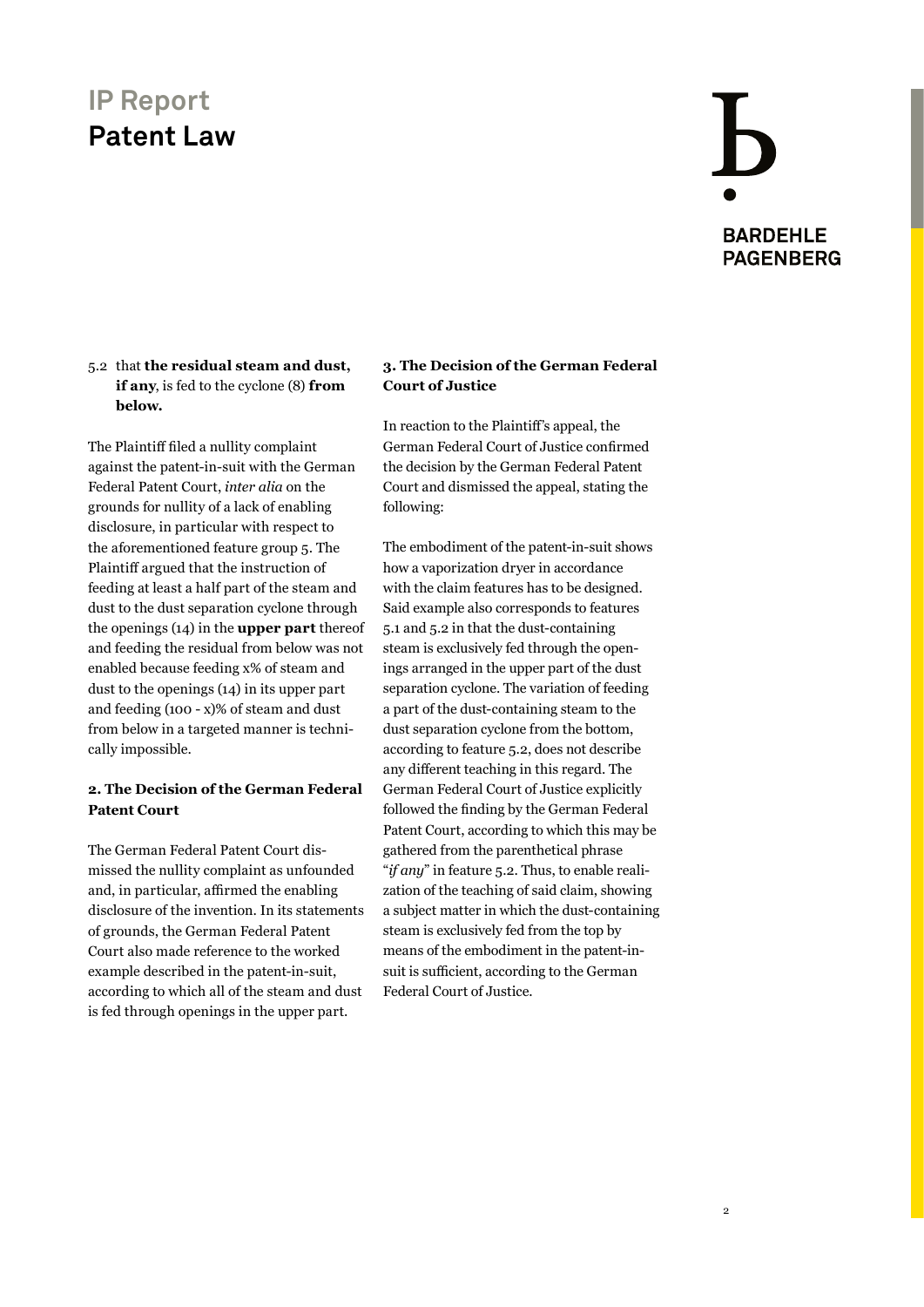5.2 that **the residual steam and dust, if any**, is fed to the cyclone (8) **from below.**

The Plaintiff filed a nullity complaint against the patent-in-suit with the German Federal Patent Court, *inter alia* on the grounds for nullity of a lack of enabling disclosure, in particular with respect to the aforementioned feature group 5. The Plaintiff argued that the instruction of feeding at least a half part of the steam and dust to the dust separation cyclone through the openings (14) in the **upper part** thereof and feeding the residual from below was not enabled because feeding x% of steam and dust to the openings (14) in its upper part and feeding (100 - x)% of steam and dust from below in a targeted manner is technically impossible.

## 2. The Decision of the German Federal Patent Court

The German Federal Patent Court dismissed the nullity complaint as unfounded and, in particular, affirmed the enabling disclosure of the invention. In its statements of grounds, the German Federal Patent Court also made reference to the worked example described in the patent-in-suit, according to which all of the steam and dust is fed through openings in the upper part.

## 3. The Decision of the German Federal Court of Justice

In reaction to the Plaintiff's appeal, the German Federal Court of Justice confirmed the decision by the German Federal Patent Court and dismissed the appeal, stating the following:

The embodiment of the patent-in-suit shows how a vaporization dryer in accordance with the claim features has to be designed. Said example also corresponds to features 5.1 and 5.2 in that the dust-containing steam is exclusively fed through the openings arranged in the upper part of the dust separation cyclone. The variation of feeding a part of the dust-containing steam to the dust separation cyclone from the bottom, according to feature 5.2, does not describe any different teaching in this regard. The German Federal Court of Justice explicitly followed the finding by the German Federal Patent Court, according to which this may be gathered from the parenthetical phrase "*if any*" in feature 5.2. Thus, to enable realization of the teaching of said claim, showing a subject matter in which the dust-containing steam is exclusively fed from the top by means of the embodiment in the patent-in-suit is sufficient, according to the German Federal Court of Justice.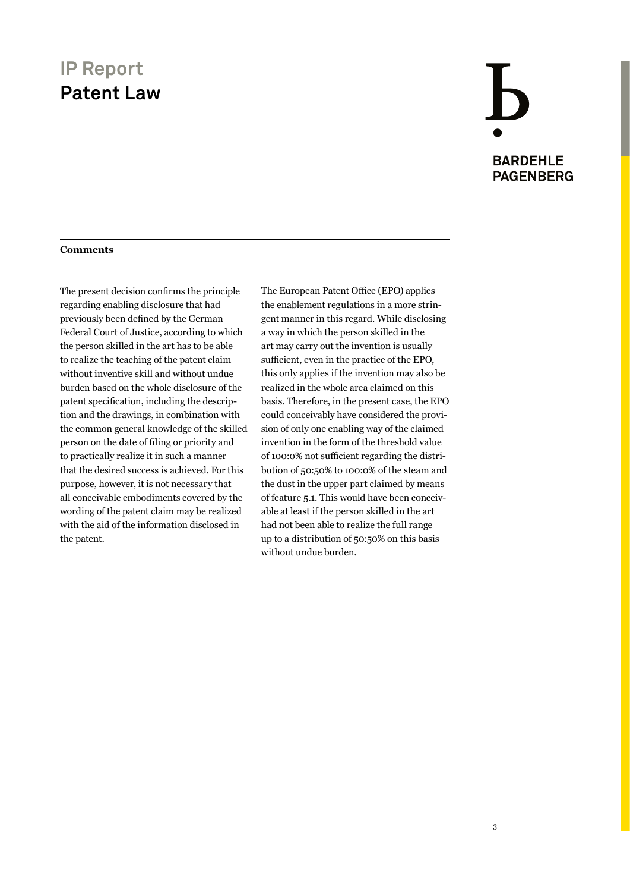### Comments

The present decision confirms the principle regarding enabling disclosure that had previously been defined by the German Federal Court of Justice, according to which the person skilled in the art has to be able to realize the teaching of the patent claim without inventive skill and without undue burden based on the whole disclosure of the patent specification, including the description and the drawings, in combination with the common general knowledge of the skilled person on the date of filing or priority and to practically realize it in such a manner that the desired success is achieved. For this purpose, however, it is not necessary that all conceivable embodiments covered by the wording of the patent claim may be realized with the aid of the information disclosed in the patent.

The European Patent Office (EPO) applies the enablement regulations in a more stringent manner in this regard. While disclosing a way in which the person skilled in the art may carry out the invention is usually sufficient, even in the practice of the EPO, this only applies if the invention may also be realized in the whole area claimed on this basis. Therefore, in the present case, the EPO could conceivably have considered the provision of only one enabling way of the claimed invention in the form of the threshold value of 100:0% not sufficient regarding the distribution of 50:50% to 100:0% of the steam and the dust in the upper part claimed by means of feature 5.1. This would have been conceivable at least if the person skilled in the art had not been able to realize the full range up to a distribution of 50:50% on this basis without undue burden.